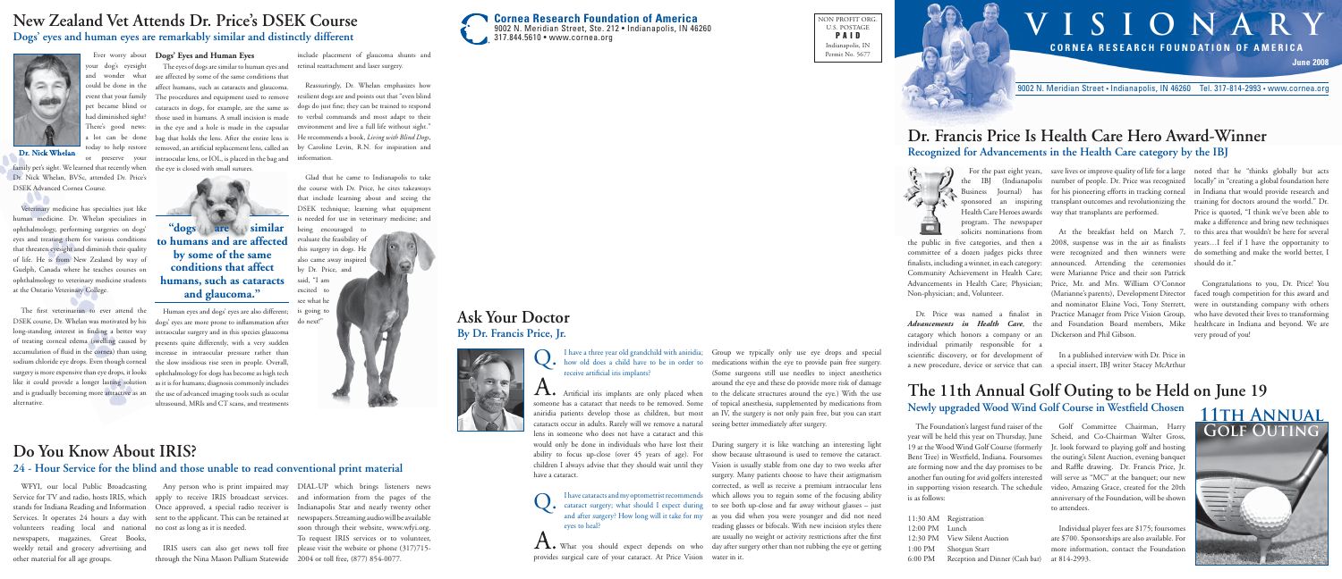# VISIONARY

## CORNEA RESEARCH FOUNDATION OF AMERICA

June 2008

9002 N. Meridian Street • Indianapolis, IN 46260 Tel. 317-814-2993 • www.cornea.org

## New Zealand Vet Attends Dr. Price's DSEK Course

### Dogs' eyes and human eyes are remarkably similar and distinctly different

**Dr. Nick Whelan**

Ever worry about your dog's eyesight and wonder what could be done in the event that your family pet became blind or had diminished sight? There's good news: a lot can be done today to help restore or preserve your family pet's sight. We learned that recently when Dr. Nick Whelan, BVSc, attended Dr. Price's DSEK Advanced Cornea Course.

Veterinary medicine has specialties just like human medicine. Dr. Whelan specializes in ophthalmology, performing surgeries on dogs' eyes and treating them for various conditions that threaten eyesight and diminish their quality of life. He is from New Zealand by way of Guelph, Canada where he teaches courses on ophthalmology to veterinary medicine students at the Ontario Veterinary College.

The first veterinarian to ever attend the DSEK course, Dr. Whelan was motivated by his long-standing interest in finding a better way of treating corneal edema (swelling caused by accumulation of fluid in the cornea) than using sodium chloride eye drops. Even though corneal surgery is more expensive than eye drops, it looks like it could provide a longer lasting solution and is gradually becoming more attractive as an alternative.

**Dogs' Eyes and Human Eyes**

The eyes of dogs are similar to human eyes and are affected by some of the same conditions that affect humans, such as cataracts and glaucoma. The procedures and equipment used to remove cataracts in dogs, for example, are the same as those used in humans. A small incision is made in the eye and a hole is made in the capsular bag that holds the lens. After the entire lens is removed, an artificial replacement lens, called an intraocular lens, or IOL, is placed in the bag and the eye is closed with small sutures.

> **"dogs' eyes are similar to humans and are affected by some of the same conditions that affect humans, such as cataracts and glaucoma."**

Human eyes and dogs' eyes are also different; dogs' eyes are more prone to inflammation after intraocular surgery and in this species glaucoma presents quite differently, with a very sudden increase in intraocular pressure rather than the slow insidious rise seen in people. Overall, ophthalmology for dogs has become as high tech as it is for humans; diagnosis commonly includes the use of advanced imaging tools such as ocular ultrasound, MRIs and CT scans, and treatments include placement of glaucoma shunts and retinal reattachment and laser surgery.

Reassuringly, Dr. Whelan emphasizes how resilient dogs are and points out that "even blind dogs do just fine; they can be trained to respond to verbal commands and most adapt to their environment and live a full life without sight." He recommends a book, *Living with Blind Dogs*, by Caroline Levin, R.N. for inspiration and information.

Glad that he came to Indianapolis to take the course with Dr. Price, he cites takeaways that include learning about and seeing the DSEK technique; learning what equipment is needed for use in veterinary medicine; and being encouraged to evaluate the feasibility of this surgery in dogs. He also came away inspired by Dr. Price, and said, "I am excited to see what he is going to do next!"

## Dr. Francis Price Is Health Care Hero Award-Winner

### Recognized for Advancements in the Health Care category by the IBJ

For the past eight years, the IBJ (Indianapolis Business Journal) has sponsored an inspiring Health Care Heroes awards program. The newspaper solicits nominations from the public in five categories, and then a committee of a dozen judges picks three finalists, including a winner, in each category: Community Achievement in Health Care; Advancements in Health Care; Physician; Non-physician; and, Volunteer.

Dr. Price was named a finalist in *Advancements in Health Care*, the category which honors a company or an individual primarily responsible for a scientific discovery, or for development of a new procedure, device or service that can save lives or improve quality of life for a large number of people. Dr. Price was recognized for his pioneering efforts in tracking corneal transplant outcomes and revolutionizing the way that transplants are performed.

At the breakfast held on March 7, 2008, suspense was in the air as finalists were recognized and then winners were announced. Attending the ceremonies were Marianne Price and their son Patrick Price, Mr. and Mrs. William O'Connor (Marianne's parents), Development Director and nominator Elaine Voci, Tony Sterrett, Practice Manager from Price Vision Group, and Foundation Board members, Mike Dickerson and Phil Gibson.

In a published interview with Dr. Price in a special insert, IBJ writer Stacey McArthur noted that he "thinks globally but acts locally" in "creating a global foundation here in Indiana that would provide research and training for doctors around the world." Dr. Price is quoted, "I think we've been able to make a difference and bring new techniques to this area that wouldn't be here for several years…I feel if I have the opportunity to do something and make the world better, I should do it."

Congratulations to you, Dr. Price! You faced tough competition for this award and were in outstanding company with others who have devoted their lives to transforming healthcare in Indiana and beyond. We are very proud of you!

## Ask Your Doctor

### By Dr. Francis Price, Jr.

**Q.** I have a three year old grandchild with aniridia; how old does a child have to be in order to receive artificial iris implants?

**A.** Artificial iris implants are only placed when someone has a cataract that needs to be removed. Some aniridia patients develop those as children, but most cataracts occur in adults. Rarely will we remove a natural lens in someone who does not have a cataract and this would only be done in individuals who have lost their ability to focus up-close (over 45 years of age). For children I always advise that they should wait until they have a cataract.

**Q.** I have cataracts and my optometrist recommends cataract surgery; what should I expect during and after surgery? How long will it take for my eyes to heal?

**A.** What you should expect depends on who provides surgical care of your cataract. At Price Vision Group we typically only use eye drops and special medications within the eye to provide pain free surgery. (Some surgeons still use needles to inject anesthetics around the eye and these do provide more risk of damage to the delicate structures around the eye.) With the use of topical anesthesia, supplemented by medications from an IV, the surgery is not only pain free, but you can start seeing better immediately after surgery.

During surgery it is like watching an interesting light show because ultrasound is used to remove the cataract. Vision is usually stable from one day to two weeks after surgery. Many patients choose to have their astigmatism corrected, as well as receive a premium intraocular lens which allows you to regain some of the focusing ability to see both up-close and far away without glasses – just as you did when you were younger and did not need reading glasses or bifocals. With new incision styles there are usually no weight or activity restrictions after the first day after surgery other than not rubbing the eye or getting water in it.

## Do You Know About IRIS?

### 24 - Hour Service for the blind and those unable to read conventional print material

WFYI, our local Public Broadcasting Service for TV and radio, hosts IRIS, which stands for Indiana Reading and Information Services. It operates 24 hours a day with volunteers reading local and national newspapers, magazines, Great Books, weekly retail and grocery advertising and other material for all age groups.

Any person who is print impaired may apply to receive IRIS broadcast services. Once approved, a special radio receiver is sent to the applicant. This can be retained at no cost as long as it is needed.

IRIS users can also get news toll free through the Nina Mason Pulliam Statewide DIAL-UP which brings listeners news and information from the pages of the Indianapolis Star and nearly twenty other newspapers. Streaming audio will be available soon through their website, www.wfyi.org. To request IRIS services or to volunteer, please visit the website or phone (317)715-2004 or toll free, (877) 854-0077.

## The 11th Annual Golf Outing to be Held on June 19

### Newly upgraded Wood Wind Golf Course in Westfield Chosen

**11th Annual Golf Outing**

The Foundation's largest fund raiser of the year will be held this year on Thursday, June 19 at the Wood Wind Golf Course (formerly Bent Tree) in Westfield, Indiana. Foursomes are forming now and the day promises to be another fun outing for avid golfers interested in supporting vision research. The schedule is as follows:

| | |
|---|---|
| 11:30 AM | Registration |
| 12:00 PM | Lunch |
| 12:30 PM | View Silent Auction |
| 1:00 PM | Shotgun Start |
| 6:00 PM | Reception and Dinner (Cash bar) |

Golf Committee Chairman, Harry Scheid, and Co-Chairman Walter Gross, Jr. look forward to playing golf and hosting the outing's Silent Auction, evening banquet and Raffle drawing. Dr. Francis Price, Jr. will serve as "MC" at the banquet; our new video, Amazing Grace, created for the 20th anniversary of the Foundation, will be shown to attendees.

Individual player fees are $175; foursomes are $700. Sponsorships are also available. For more information, contact the Foundation at 814-2993.

**Cornea Research Foundation of America**
9002 N. Meridian Street, Ste. 212 • Indianapolis, IN 46260
317.844.5610 • www.cornea.org

NON PROFIT ORG.
U.S. POSTAGE
PAID
Indianapolis, IN
Permit No. 5677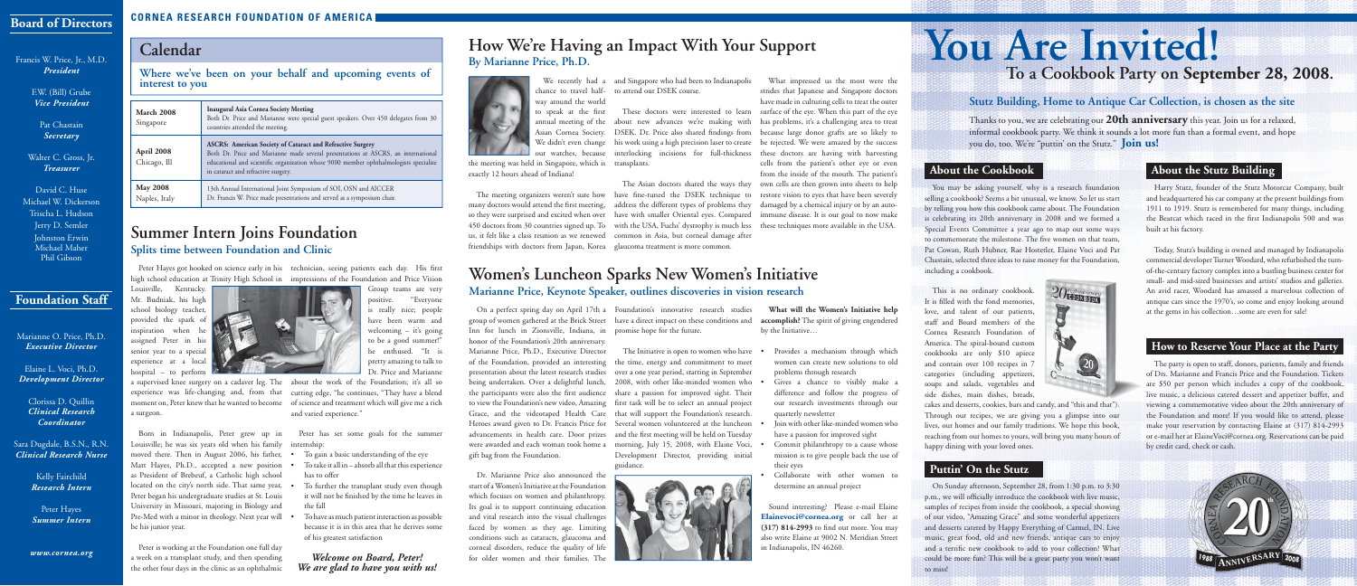## Board of Directors

Francis W. Price, Jr., M.D.
*President*

F.W. (Bill) Grube
*Vice President*

Pat Chastain
*Secretary*

Walter C. Gross, Jr.
*Treasurer*

David C. Huse
Michael W. Dickerson
Trischa L. Hudson
Jerry D. Semler
Johnston Erwin
Michael Maher
Phil Gibson

## Foundation Staff

Marianne O. Price, Ph.D.
*Executive Director*

Elaine L. Voci, Ph.D.
*Development Director*

Clorissa D. Quillin
*Clinical Research Coordinator*

Sara Dugdale, B.S.N., R.N.
*Clinical Research Nurse*

Kelly Fairchild
*Research Intern*

Peter Hayes
*Summer Intern*

*www.cornea.org*

# Calendar

**Where we've been on your behalf and upcoming events of interest to you**

| | |
|---|---|
| **March 2008** Singapore | **Inaugural Asia Cornea Society Meeting** Both Dr. Price and Marianne were special guest speakers. Over 450 delegates from 30 countries attended the meeting. |
| **April 2008** Chicago, Ill | **ASCRS: American Society of Cataract and Refractive Surgery** Both Dr. Price and Marianne made several presentations at ASCRS, an international educational and scientific organization whose 9000 member ophthalmologists specialize in cataract and refractive surgery. |
| **May 2008** Naples, Italy | 13th Annual International Joint Symposium of SOI, OSN and AICCER Dr. Francis W. Price made presentations and served as a symposium chair. |

# Summer Intern Joins Foundation

**Splits time between Foundation and Clinic**

Peter Hayes got hooked on science early in his high school education at Trinity High School in Louisville, Kentucky. Mr. Budniak, his high school biology teacher, provided the spark of inspiration when he assigned Peter in his senior year to a special experience at a local hospital – to perform a supervised knee surgery on a cadaver leg. The experience was life-changing and, from that moment on, Peter knew that he wanted to become a surgeon.

Born in Indianapolis, Peter grew up in Louisville; he was six years old when his family moved there. Then in August 2006, his father, Matt Hayes, Ph.D., accepted a new position as President of Brebeuf, a Catholic high school located on the city's north side. That same year, Peter began his undergraduate studies at St. Louis University in Missouri, majoring in Biology and Pre-Med with a minor in theology. Next year will be his junior year.

Peter is working at the Foundation one full day a week on a transplant study, and then spending the other four days in the clinic as an ophthalmic technician, seeing patients each day. His first impressions of the Foundation and Price Vision Group teams are very positive. "Everyone is really nice; people have been warm and welcoming – it's going to be a good summer!" he enthused. "It is pretty amazing to talk to Dr. Price and Marianne about the work of the Foundation; it's all so cutting edge, "he continues, "They have a blend of science and treatment which will give me a rich and varied experience."

Peter has set some goals for the summer internship:

- To gain a basic understanding of the eye
- To take it all in – absorb all that this experience has to offer
- To further the transplant study even though it will not be finished by the time he leaves in the fall
- To have as much patient interaction as possible because it is in this area that he derives some of his greatest satisfaction

***Welcome on Board, Peter! We are glad to have you with us!***

# How We're Having an Impact With Your Support

**By Marianne Price, Ph.D.**

We recently had a chance to travel halfway around the world to speak at the first annual meeting of the Asian Cornea Society. We didn't even change our watches, because the meeting was held in Singapore, which is exactly 12 hours ahead of Indiana!

The meeting organizers weren't sure how many doctors would attend the first meeting, so they were surprised and excited when over 450 doctors from 30 countries signed up. To us, it felt like a class reunion as we renewed friendships with doctors from Japan, Korea and Singapore who had been to Indianapolis to attend our DSEK course.

These doctors were interested to learn about new advances we're making with DSEK. Dr. Price also shared findings from his work using a high precision laser to create interlocking incisions for full-thickness transplants.

The Asian doctors shared the ways they have fine-tuned the DSEK technique to address the different types of problems they have with smaller Oriental eyes. Compared with the USA, Fuchs' dystrophy is much less common in Asia, but corneal damage after glaucoma treatment is more common.

What impressed us the most were the strides that Japanese and Singapore doctors have made in culturing cells to treat the outer surface of the eye. When this part of the eye has problems, it's a challenging area to treat because large donor grafts are so likely to be rejected. We were amazed by the success these doctors are having with harvesting cells from the patient's other eye or even from the inside of the mouth. The patient's own cells are then grown into sheets to help restore vision to eyes that have been severely damaged by a chemical injury or by an autoimmune disease. It is our goal to now make these techniques more available in the USA.

# Women's Luncheon Sparks New Women's Initiative

**Marianne Price, Keynote Speaker, outlines discoveries in vision research**

On a perfect spring day on April 17th a group of women gathered at the Brick Street Inn for lunch in Zionsville, Indiana, in honor of the Foundation's 20th anniversary. Marianne Price, Ph.D., Executive Director of the Foundation, provided an interesting presentation about the latest research studies being undertaken. Over a delightful lunch, the participants were also the first audience to view the Foundation's new video, Amazing Grace, and the videotaped Health Care Heroes award given to Dr. Francis Price for advancements in health care. Door prizes were awarded and each woman took home a gift bag from the Foundation.

Dr. Marianne Price also announced the start of a Women's Initiative at the Foundation which focuses on women and philanthropy. Its goal is to support continuing education and vital research into the visual challenges faced by women as they age. Limiting conditions such as cataracts, glaucoma and corneal disorders, reduce the quality of life for older women and their families. The Foundation's innovative research studies have a direct impact on these conditions and promise hope for the future.

The Initiative is open to women who have the time, energy and commitment to meet over a one year period, starting in September 2008, with other like-minded women who share a passion for improved sight. Their first task will be to select an annual project that will support the Foundation's research. Several women volunteered at the luncheon and the first meeting will be held on Tuesday morning, July 15, 2008, with Elaine Voci, Development Director, providing initial guidance.

**What will the Women's Initiative help accomplish?** The spirit of giving engendered by the Initiative…

- Provides a mechanism through which women can create new solutions to old problems through research
- Gives a chance to visibly make a difference and follow the progress of our research investments through our quarterly newsletter
- Join with other like-minded women who have a passion for improved sight
- Commit philanthropy to a cause whose mission is to give people back the use of their eyes
- Collaborate with other women to determine an annual project

Sound interesting? Please e-mail Elaine **Elainevoci@cornea.org** or call her at **(317) 814-2993** to find out more. You may also write Elaine at 9002 N. Meridian Street in Indianapolis, IN 46260.

# You Are Invited!

## To a Cookbook Party on September 28, 2008.

### Stutz Building, Home to Antique Car Collection, is chosen as the site

Thanks to you, we are celebrating our **20th anniversary** this year. Join us for a relaxed, informal cookbook party. We think it sounds a lot more fun than a formal event, and hope you do, too. We're "puttin' on the Stutz." **Join us!**

### About the Cookbook

You may be asking yourself, why is a research foundation selling a cookbook? Seems a bit unusual, we know. So let us start by telling you how this cookbook came about. The Foundation is celebrating its 20th anniversary in 2008 and we formed a Special Events Committee a year ago to map out some ways to commemorate the milestone. The five women on that team, Pat Cowan, Ruth Hubner, Rae Hostetler, Elaine Voci and Pat Chastain, selected three ideas to raise money for the Foundation, including a cookbook.

This is no ordinary cookbook. It is filled with the fond memories, love, and talent of our patients, staff and Board members of the Cornea Research Foundation of America. The spiral-bound custom cookbooks are only $10 apiece and contain over 100 recipes in 7 categories (including appetizers, soups and salads, vegetables and side dishes, main dishes, breads, cakes and desserts, cookies, bars and candy, and "this and that"). Through our recipes, we are giving you a glimpse into our lives, our homes and our family traditions. We hope this book, reaching from our homes to yours, will bring you many hours of happy dining with your loved ones.

### Puttin' On the Stutz

On Sunday afternoon, September 28, from 1:30 p.m. to 3:30 p.m., we will officially introduce the cookbook with live music, samples of recipes from inside the cookbook, a special showing of our video, "Amazing Grace" and some wonderful appetizers and desserts catered by Happy Everything of Carmel, IN. Live music, great food, old and new friends, antique cars to enjoy and a terrific new cookbook to add to your collection! What could be more fun? This will be a great party you won't want to miss!

### About the Stutz Building

Harry Stutz, founder of the Stutz Motorcar Company, built and headquartered his car company at the present buildings from 1911 to 1919. Stutz is remembered for many things, including the Bearcat which raced in the first Indianapolis 500 and was built at his factory.

Today, Stutz's building is owned and managed by Indianapolis commercial developer Turner Woodard, who refurbished the turn-of-the-century factory complex into a bustling business center for small- and mid-sized businesses and artists' studios and galleries. An avid racer, Woodard has amassed a marvelous collection of antique cars since the 1970's, so come and enjoy looking around at the gems in his collection…some are even for sale!

### How to Reserve Your Place at the Party

The party is open to staff, donors, patients, family and friends of Drs. Marianne and Francis Price and the Foundation. Tickets are $50 per person which includes a copy of the cookbook, live music, a delicious catered dessert and appetizer buffet, and viewing a commemorative video about the 20th anniversary of the Foundation and more! If you would like to attend, please make your reservation by contacting Elaine at (317) 814-2993 or e-mail her at ElaineVoci@cornea.org. Reservations can be paid by credit card, check or cash.